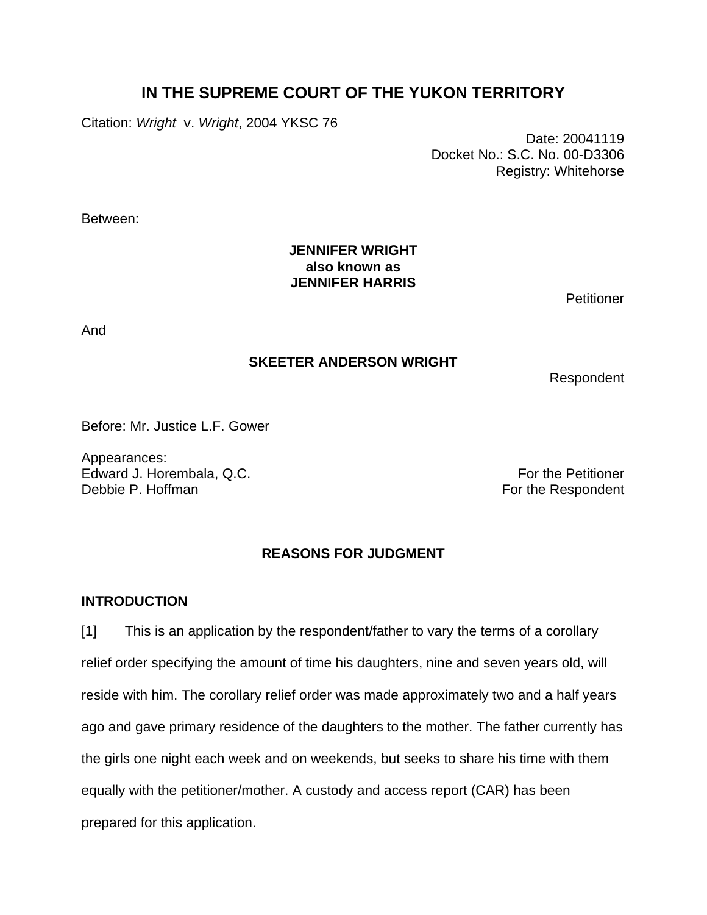# IN THE SUPREME COURT OF THE YUKON TERRITORY

Citation: *Wright* v. *Wright*, 2004 YKSC 76

Date: 20041119
Docket No.: S.C. No. 00-D3306
Registry: Whitehorse

Between:

**JENNIFER WRIGHT**
**also known as**
**JENNIFER HARRIS**

Petitioner

And

**SKEETER ANDERSON WRIGHT**

Respondent

Before: Mr. Justice L.F. Gower

Appearances:
Edward J. Horembala, Q.C. — For the Petitioner
Debbie P. Hoffman — For the Respondent

## REASONS FOR JUDGMENT

### INTRODUCTION

[1] This is an application by the respondent/father to vary the terms of a corollary relief order specifying the amount of time his daughters, nine and seven years old, will reside with him. The corollary relief order was made approximately two and a half years ago and gave primary residence of the daughters to the mother. The father currently has the girls one night each week and on weekends, but seeks to share his time with them equally with the petitioner/mother. A custody and access report (CAR) has been prepared for this application.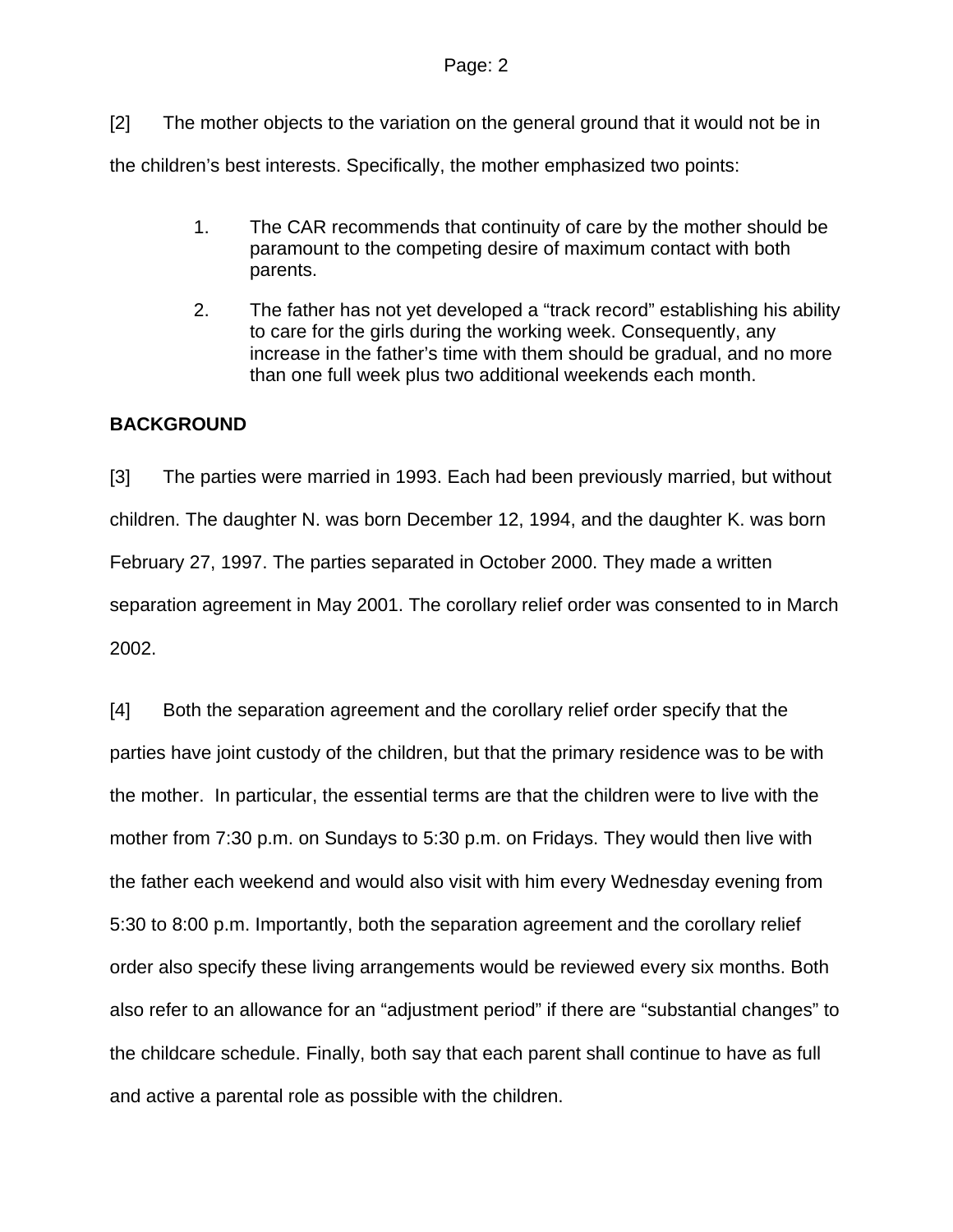[2] The mother objects to the variation on the general ground that it would not be in the children's best interests. Specifically, the mother emphasized two points:

1. The CAR recommends that continuity of care by the mother should be paramount to the competing desire of maximum contact with both parents.
2. The father has not yet developed a "track record" establishing his ability to care for the girls during the working week. Consequently, any increase in the father's time with them should be gradual, and no more than one full week plus two additional weekends each month.

## BACKGROUND

[3] The parties were married in 1993. Each had been previously married, but without children. The daughter N. was born December 12, 1994, and the daughter K. was born February 27, 1997. The parties separated in October 2000. They made a written separation agreement in May 2001. The corollary relief order was consented to in March 2002.

[4] Both the separation agreement and the corollary relief order specify that the parties have joint custody of the children, but that the primary residence was to be with the mother. In particular, the essential terms are that the children were to live with the mother from 7:30 p.m. on Sundays to 5:30 p.m. on Fridays. They would then live with the father each weekend and would also visit with him every Wednesday evening from 5:30 to 8:00 p.m. Importantly, both the separation agreement and the corollary relief order also specify these living arrangements would be reviewed every six months. Both also refer to an allowance for an "adjustment period" if there are "substantial changes" to the childcare schedule. Finally, both say that each parent shall continue to have as full and active a parental role as possible with the children.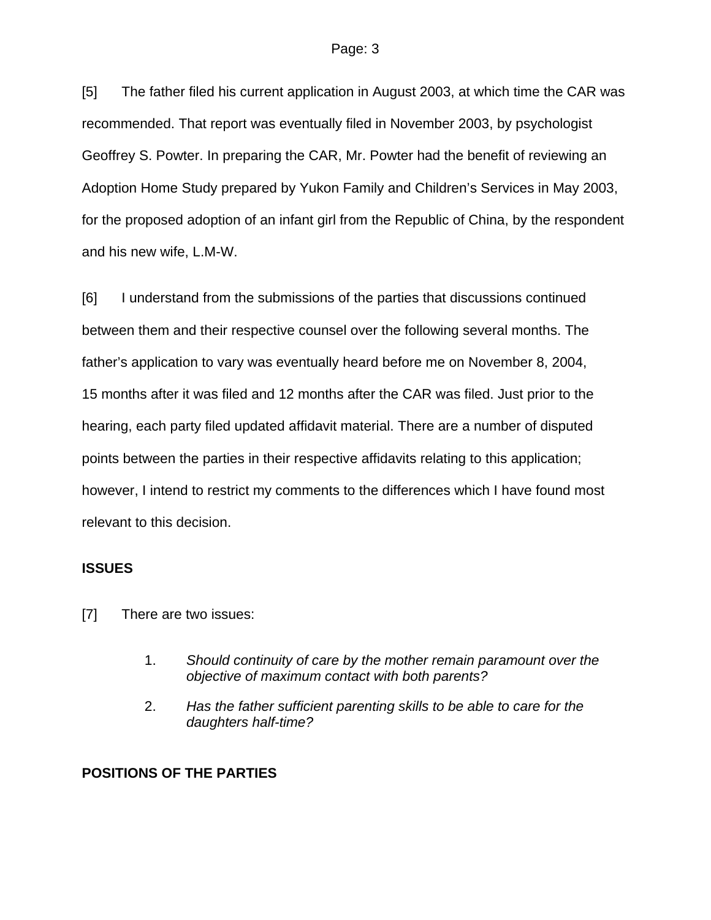[5] The father filed his current application in August 2003, at which time the CAR was recommended. That report was eventually filed in November 2003, by psychologist Geoffrey S. Powter. In preparing the CAR, Mr. Powter had the benefit of reviewing an Adoption Home Study prepared by Yukon Family and Children's Services in May 2003, for the proposed adoption of an infant girl from the Republic of China, by the respondent and his new wife, L.M-W.

[6] I understand from the submissions of the parties that discussions continued between them and their respective counsel over the following several months. The father's application to vary was eventually heard before me on November 8, 2004, 15 months after it was filed and 12 months after the CAR was filed. Just prior to the hearing, each party filed updated affidavit material. There are a number of disputed points between the parties in their respective affidavits relating to this application; however, I intend to restrict my comments to the differences which I have found most relevant to this decision.

**ISSUES**

[7] There are two issues:

1. *Should continuity of care by the mother remain paramount over the objective of maximum contact with both parents?*
2. *Has the father sufficient parenting skills to be able to care for the daughters half-time?*

**POSITIONS OF THE PARTIES**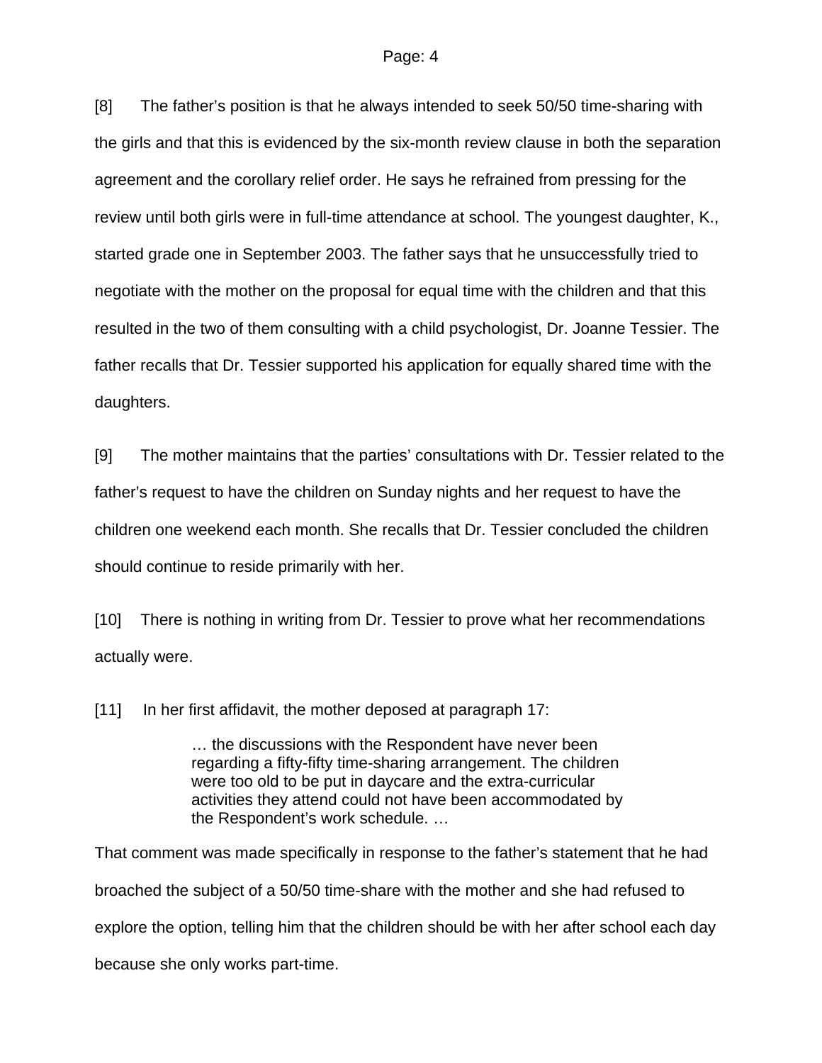[8] The father's position is that he always intended to seek 50/50 time-sharing with the girls and that this is evidenced by the six-month review clause in both the separation agreement and the corollary relief order. He says he refrained from pressing for the review until both girls were in full-time attendance at school. The youngest daughter, K., started grade one in September 2003. The father says that he unsuccessfully tried to negotiate with the mother on the proposal for equal time with the children and that this resulted in the two of them consulting with a child psychologist, Dr. Joanne Tessier. The father recalls that Dr. Tessier supported his application for equally shared time with the daughters.

[9] The mother maintains that the parties' consultations with Dr. Tessier related to the father's request to have the children on Sunday nights and her request to have the children one weekend each month. She recalls that Dr. Tessier concluded the children should continue to reside primarily with her.

[10] There is nothing in writing from Dr. Tessier to prove what her recommendations actually were.

[11] In her first affidavit, the mother deposed at paragraph 17:

> … the discussions with the Respondent have never been regarding a fifty-fifty time-sharing arrangement. The children were too old to be put in daycare and the extra-curricular activities they attend could not have been accommodated by the Respondent's work schedule. …

That comment was made specifically in response to the father's statement that he had broached the subject of a 50/50 time-share with the mother and she had refused to explore the option, telling him that the children should be with her after school each day because she only works part-time.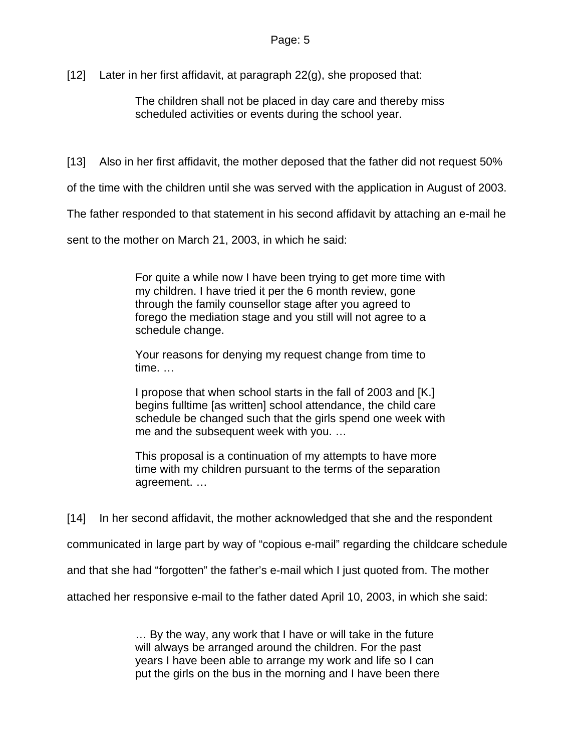[12] Later in her first affidavit, at paragraph 22(g), she proposed that:

> The children shall not be placed in day care and thereby miss scheduled activities or events during the school year.

[13] Also in her first affidavit, the mother deposed that the father did not request 50% of the time with the children until she was served with the application in August of 2003. The father responded to that statement in his second affidavit by attaching an e-mail he sent to the mother on March 21, 2003, in which he said:

> For quite a while now I have been trying to get more time with my children. I have tried it per the 6 month review, gone through the family counsellor stage after you agreed to forego the mediation stage and you still will not agree to a schedule change.
>
> Your reasons for denying my request change from time to time. …
>
> I propose that when school starts in the fall of 2003 and [K.] begins fulltime [as written] school attendance, the child care schedule be changed such that the girls spend one week with me and the subsequent week with you. …
>
> This proposal is a continuation of my attempts to have more time with my children pursuant to the terms of the separation agreement. …

[14] In her second affidavit, the mother acknowledged that she and the respondent communicated in large part by way of "copious e-mail" regarding the childcare schedule and that she had "forgotten" the father's e-mail which I just quoted from. The mother attached her responsive e-mail to the father dated April 10, 2003, in which she said:

> … By the way, any work that I have or will take in the future will always be arranged around the children. For the past years I have been able to arrange my work and life so I can put the girls on the bus in the morning and I have been there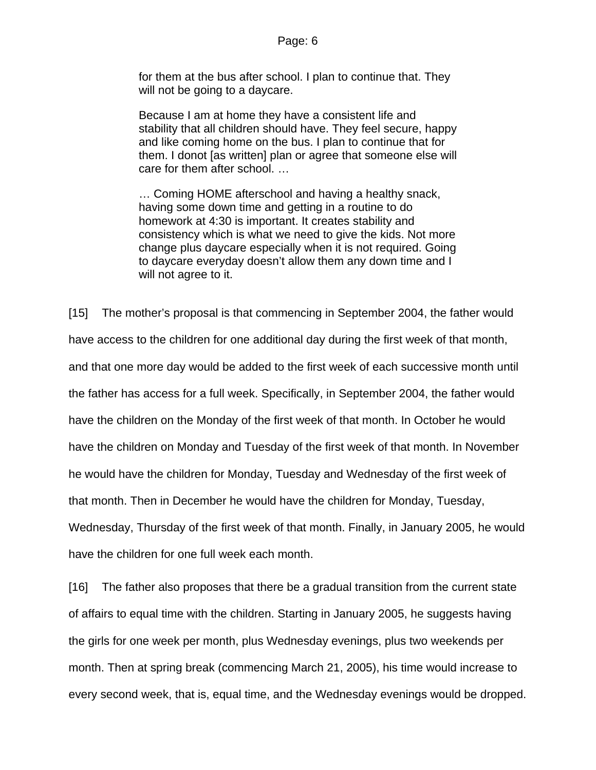> for them at the bus after school. I plan to continue that. They will not be going to a daycare.
>
> Because I am at home they have a consistent life and stability that all children should have. They feel secure, happy and like coming home on the bus. I plan to continue that for them. I donot [as written] plan or agree that someone else will care for them after school. …
>
> … Coming HOME afterschool and having a healthy snack, having some down time and getting in a routine to do homework at 4:30 is important. It creates stability and consistency which is what we need to give the kids. Not more change plus daycare especially when it is not required. Going to daycare everyday doesn't allow them any down time and I will not agree to it.

[15] The mother's proposal is that commencing in September 2004, the father would have access to the children for one additional day during the first week of that month, and that one more day would be added to the first week of each successive month until the father has access for a full week. Specifically, in September 2004, the father would have the children on the Monday of the first week of that month. In October he would have the children on Monday and Tuesday of the first week of that month. In November he would have the children for Monday, Tuesday and Wednesday of the first week of that month. Then in December he would have the children for Monday, Tuesday, Wednesday, Thursday of the first week of that month. Finally, in January 2005, he would have the children for one full week each month.

[16] The father also proposes that there be a gradual transition from the current state of affairs to equal time with the children. Starting in January 2005, he suggests having the girls for one week per month, plus Wednesday evenings, plus two weekends per month. Then at spring break (commencing March 21, 2005), his time would increase to every second week, that is, equal time, and the Wednesday evenings would be dropped.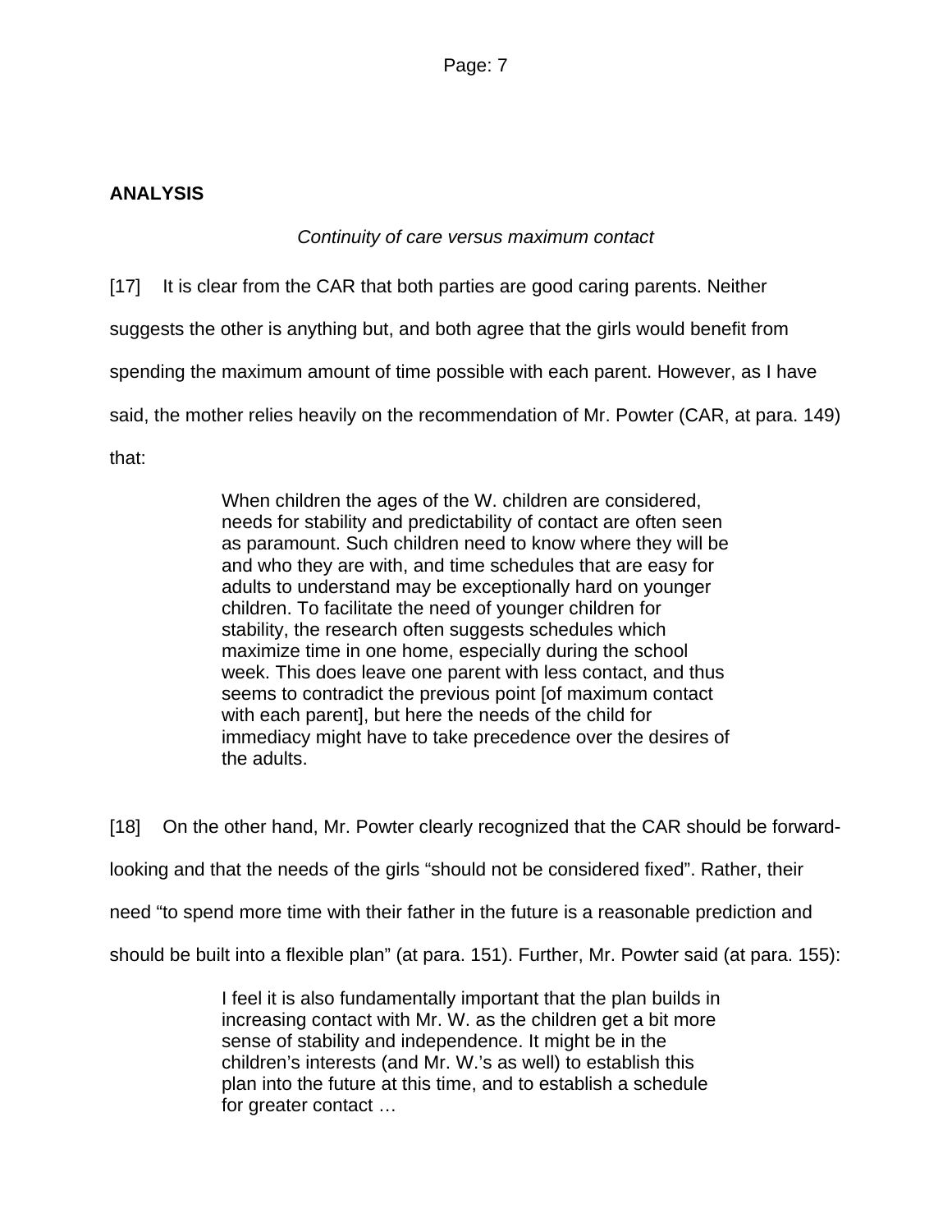## ANALYSIS

*Continuity of care versus maximum contact*

[17] It is clear from the CAR that both parties are good caring parents. Neither suggests the other is anything but, and both agree that the girls would benefit from spending the maximum amount of time possible with each parent. However, as I have said, the mother relies heavily on the recommendation of Mr. Powter (CAR, at para. 149) that:

> When children the ages of the W. children are considered, needs for stability and predictability of contact are often seen as paramount. Such children need to know where they will be and who they are with, and time schedules that are easy for adults to understand may be exceptionally hard on younger children. To facilitate the need of younger children for stability, the research often suggests schedules which maximize time in one home, especially during the school week. This does leave one parent with less contact, and thus seems to contradict the previous point [of maximum contact with each parent], but here the needs of the child for immediacy might have to take precedence over the desires of the adults.

[18] On the other hand, Mr. Powter clearly recognized that the CAR should be forward-looking and that the needs of the girls "should not be considered fixed". Rather, their need "to spend more time with their father in the future is a reasonable prediction and should be built into a flexible plan" (at para. 151). Further, Mr. Powter said (at para. 155):

> I feel it is also fundamentally important that the plan builds in increasing contact with Mr. W. as the children get a bit more sense of stability and independence. It might be in the children's interests (and Mr. W.'s as well) to establish this plan into the future at this time, and to establish a schedule for greater contact …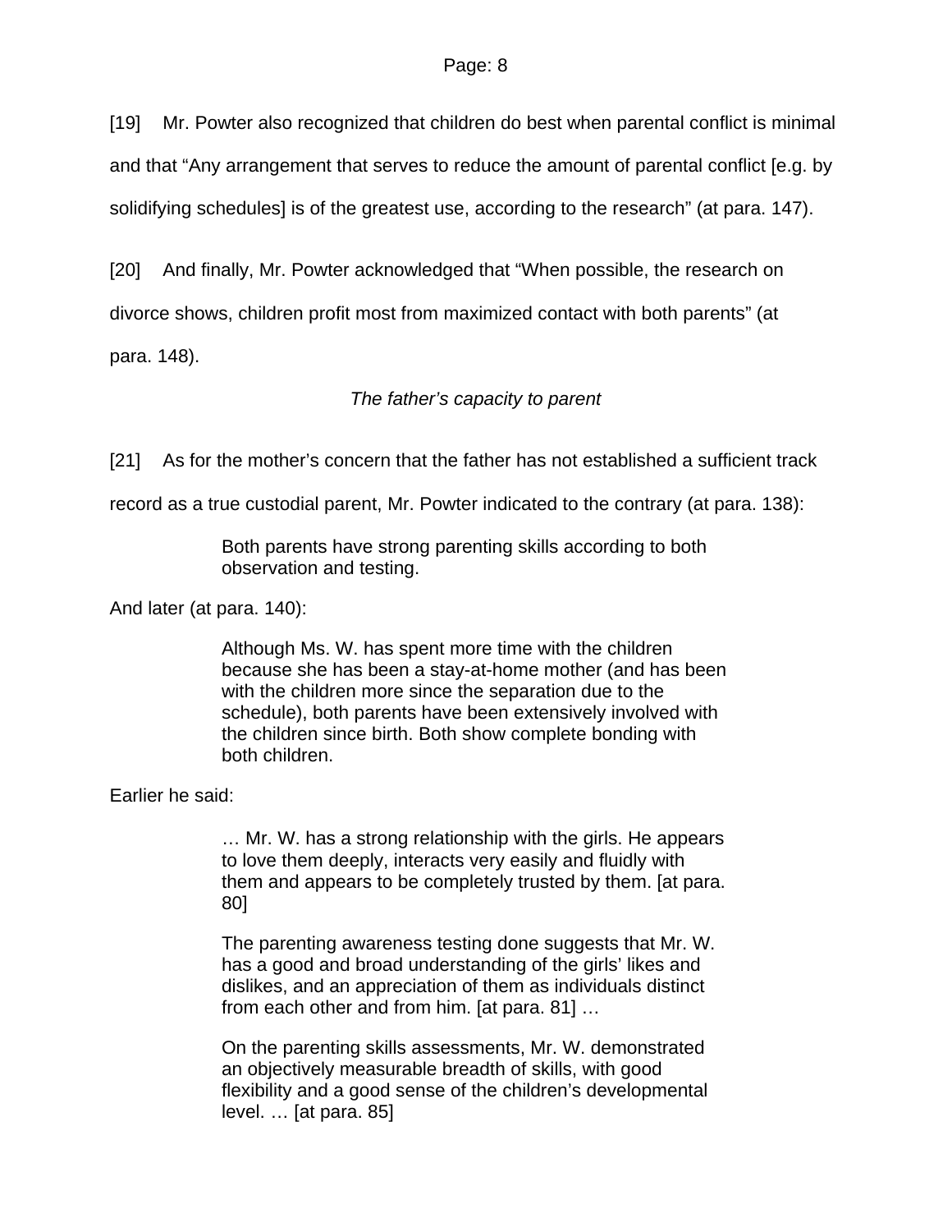[19] Mr. Powter also recognized that children do best when parental conflict is minimal and that "Any arrangement that serves to reduce the amount of parental conflict [e.g. by solidifying schedules] is of the greatest use, according to the research" (at para. 147).

[20] And finally, Mr. Powter acknowledged that "When possible, the research on divorce shows, children profit most from maximized contact with both parents" (at para. 148).

*The father's capacity to parent*

[21] As for the mother's concern that the father has not established a sufficient track record as a true custodial parent, Mr. Powter indicated to the contrary (at para. 138):

> Both parents have strong parenting skills according to both observation and testing.

And later (at para. 140):

> Although Ms. W. has spent more time with the children because she has been a stay-at-home mother (and has been with the children more since the separation due to the schedule), both parents have been extensively involved with the children since birth. Both show complete bonding with both children.

Earlier he said:

> … Mr. W. has a strong relationship with the girls. He appears to love them deeply, interacts very easily and fluidly with them and appears to be completely trusted by them. [at para. 80]
>
> The parenting awareness testing done suggests that Mr. W. has a good and broad understanding of the girls' likes and dislikes, and an appreciation of them as individuals distinct from each other and from him. [at para. 81] …
>
> On the parenting skills assessments, Mr. W. demonstrated an objectively measurable breadth of skills, with good flexibility and a good sense of the children's developmental level. … [at para. 85]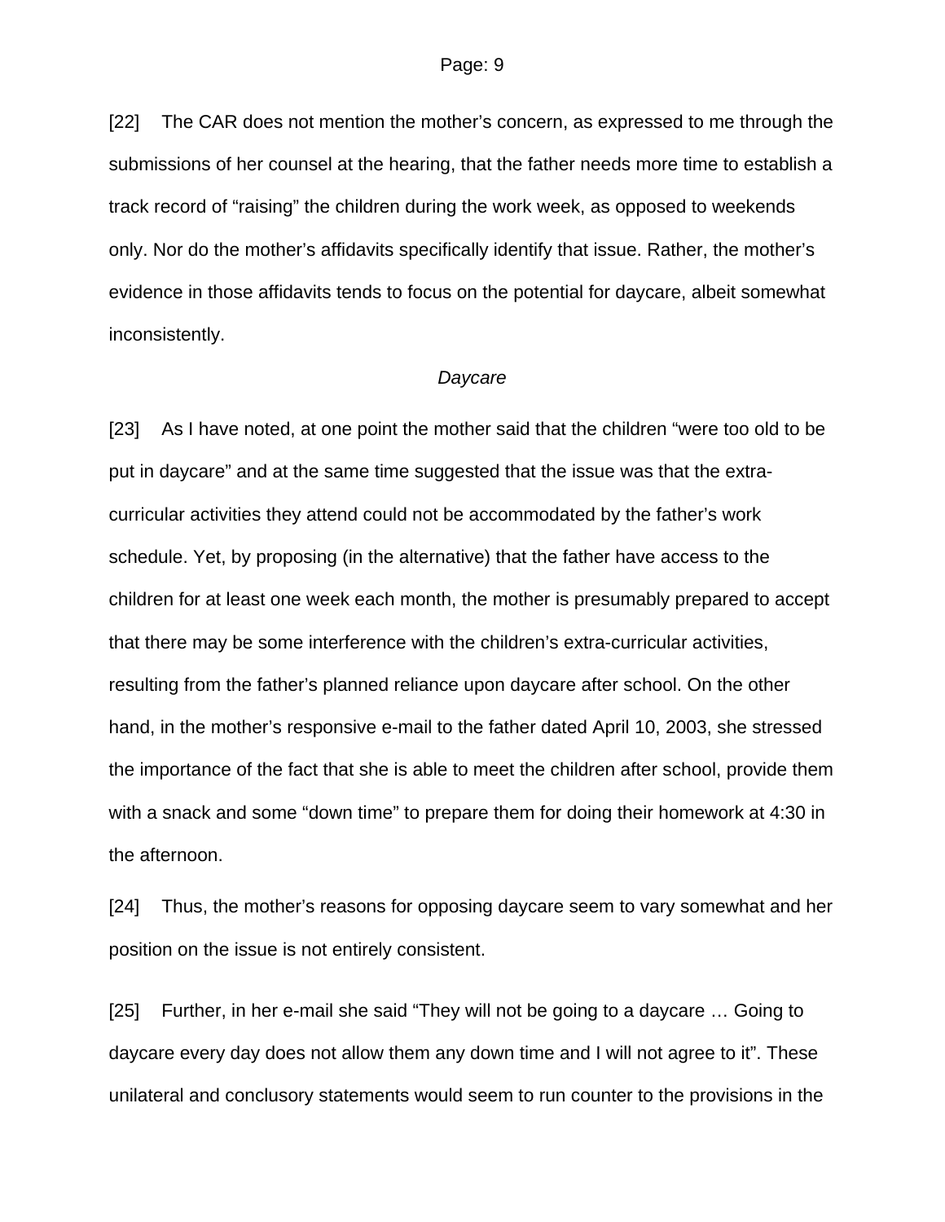[22] The CAR does not mention the mother's concern, as expressed to me through the submissions of her counsel at the hearing, that the father needs more time to establish a track record of "raising" the children during the work week, as opposed to weekends only. Nor do the mother's affidavits specifically identify that issue. Rather, the mother's evidence in those affidavits tends to focus on the potential for daycare, albeit somewhat inconsistently.

*Daycare*

[23] As I have noted, at one point the mother said that the children "were too old to be put in daycare" and at the same time suggested that the issue was that the extra-curricular activities they attend could not be accommodated by the father's work schedule. Yet, by proposing (in the alternative) that the father have access to the children for at least one week each month, the mother is presumably prepared to accept that there may be some interference with the children's extra-curricular activities, resulting from the father's planned reliance upon daycare after school. On the other hand, in the mother's responsive e-mail to the father dated April 10, 2003, she stressed the importance of the fact that she is able to meet the children after school, provide them with a snack and some "down time" to prepare them for doing their homework at 4:30 in the afternoon.

[24] Thus, the mother's reasons for opposing daycare seem to vary somewhat and her position on the issue is not entirely consistent.

[25] Further, in her e-mail she said "They will not be going to a daycare … Going to daycare every day does not allow them any down time and I will not agree to it". These unilateral and conclusory statements would seem to run counter to the provisions in the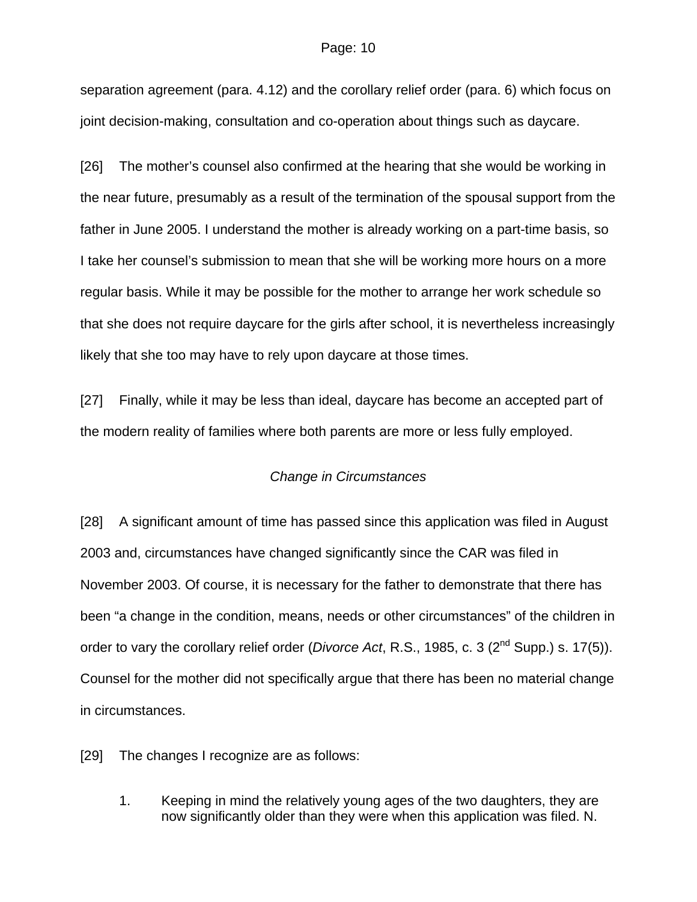separation agreement (para. 4.12) and the corollary relief order (para. 6) which focus on joint decision-making, consultation and co-operation about things such as daycare.

[26] The mother's counsel also confirmed at the hearing that she would be working in the near future, presumably as a result of the termination of the spousal support from the father in June 2005. I understand the mother is already working on a part-time basis, so I take her counsel's submission to mean that she will be working more hours on a more regular basis. While it may be possible for the mother to arrange her work schedule so that she does not require daycare for the girls after school, it is nevertheless increasingly likely that she too may have to rely upon daycare at those times.

[27] Finally, while it may be less than ideal, daycare has become an accepted part of the modern reality of families where both parents are more or less fully employed.

*Change in Circumstances*

[28] A significant amount of time has passed since this application was filed in August 2003 and, circumstances have changed significantly since the CAR was filed in November 2003. Of course, it is necessary for the father to demonstrate that there has been "a change in the condition, means, needs or other circumstances" of the children in order to vary the corollary relief order (*Divorce Act*, R.S., 1985, c. 3 (2nd Supp.) s. 17(5)). Counsel for the mother did not specifically argue that there has been no material change in circumstances.

[29] The changes I recognize are as follows:

1. Keeping in mind the relatively young ages of the two daughters, they are now significantly older than they were when this application was filed. N.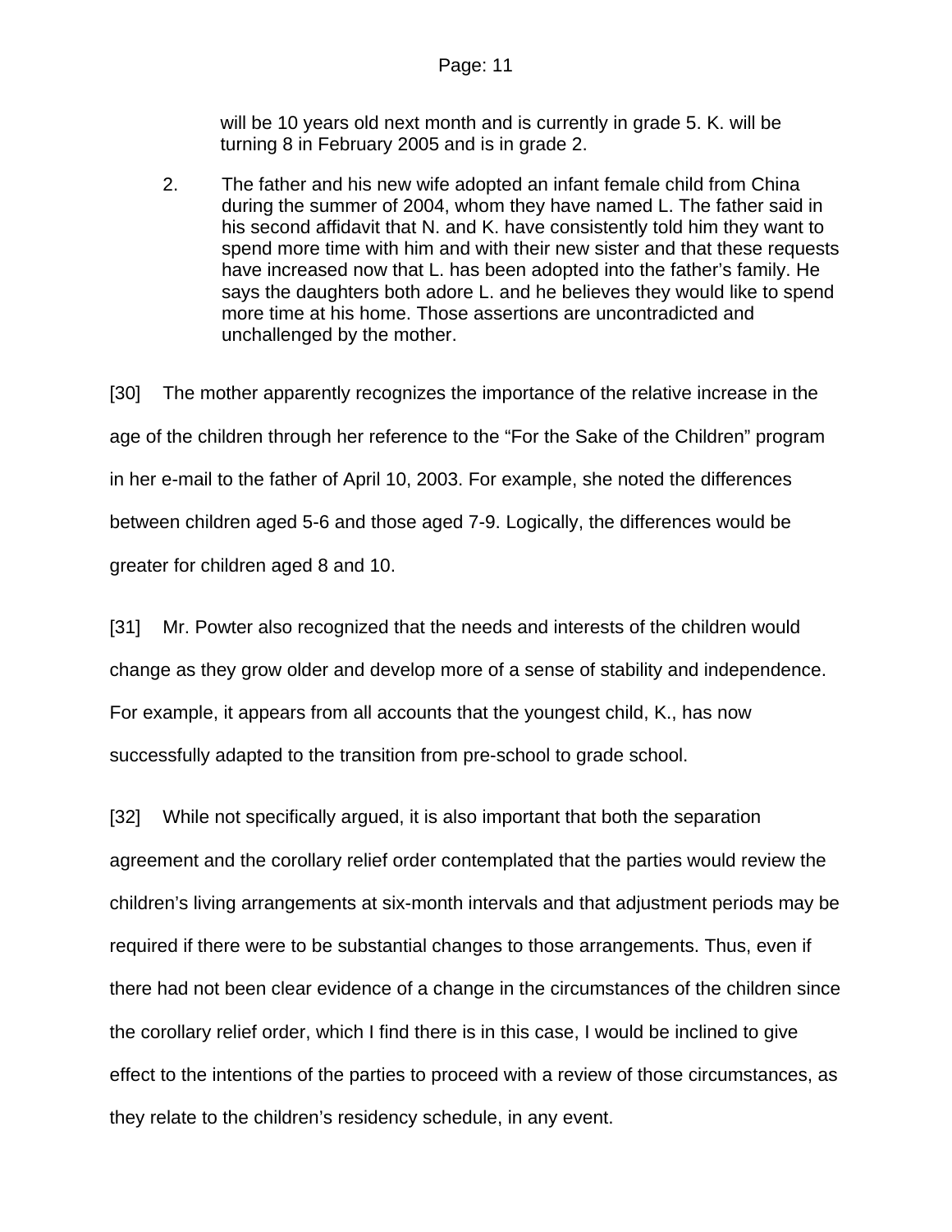will be 10 years old next month and is currently in grade 5. K. will be turning 8 in February 2005 and is in grade 2.

2. The father and his new wife adopted an infant female child from China during the summer of 2004, whom they have named L. The father said in his second affidavit that N. and K. have consistently told him they want to spend more time with him and with their new sister and that these requests have increased now that L. has been adopted into the father's family. He says the daughters both adore L. and he believes they would like to spend more time at his home. Those assertions are uncontradicted and unchallenged by the mother.

[30] The mother apparently recognizes the importance of the relative increase in the age of the children through her reference to the "For the Sake of the Children" program in her e-mail to the father of April 10, 2003. For example, she noted the differences between children aged 5-6 and those aged 7-9. Logically, the differences would be greater for children aged 8 and 10.

[31] Mr. Powter also recognized that the needs and interests of the children would change as they grow older and develop more of a sense of stability and independence. For example, it appears from all accounts that the youngest child, K., has now successfully adapted to the transition from pre-school to grade school.

[32] While not specifically argued, it is also important that both the separation agreement and the corollary relief order contemplated that the parties would review the children's living arrangements at six-month intervals and that adjustment periods may be required if there were to be substantial changes to those arrangements. Thus, even if there had not been clear evidence of a change in the circumstances of the children since the corollary relief order, which I find there is in this case, I would be inclined to give effect to the intentions of the parties to proceed with a review of those circumstances, as they relate to the children's residency schedule, in any event.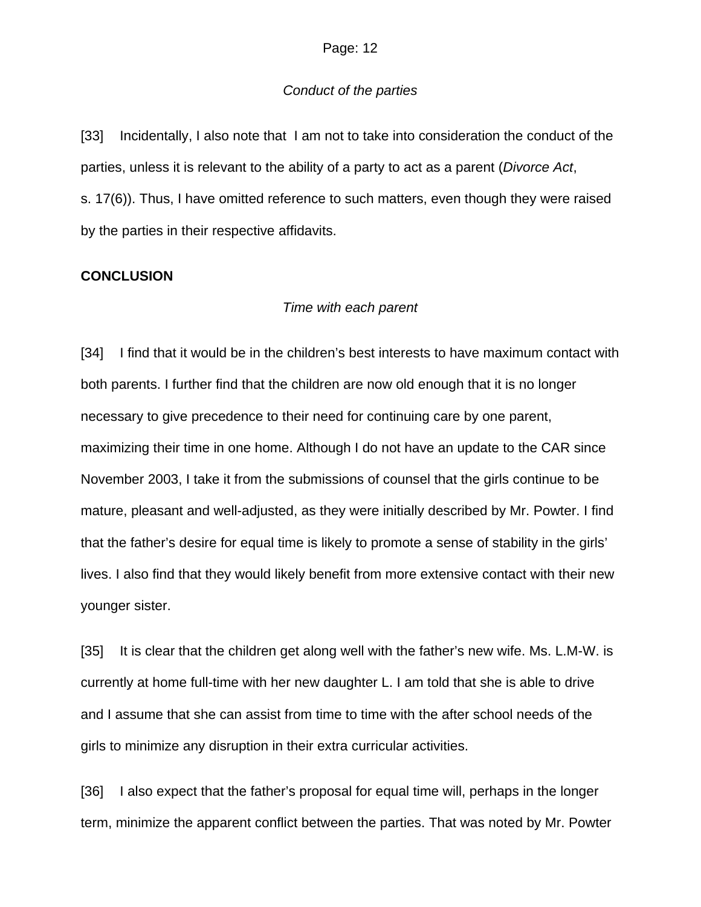*Conduct of the parties*

[33] Incidentally, I also note that I am not to take into consideration the conduct of the parties, unless it is relevant to the ability of a party to act as a parent (*Divorce Act*, s. 17(6)). Thus, I have omitted reference to such matters, even though they were raised by the parties in their respective affidavits.

**CONCLUSION**

*Time with each parent*

[34] I find that it would be in the children's best interests to have maximum contact with both parents. I further find that the children are now old enough that it is no longer necessary to give precedence to their need for continuing care by one parent, maximizing their time in one home. Although I do not have an update to the CAR since November 2003, I take it from the submissions of counsel that the girls continue to be mature, pleasant and well-adjusted, as they were initially described by Mr. Powter. I find that the father's desire for equal time is likely to promote a sense of stability in the girls' lives. I also find that they would likely benefit from more extensive contact with their new younger sister.

[35] It is clear that the children get along well with the father's new wife. Ms. L.M-W. is currently at home full-time with her new daughter L. I am told that she is able to drive and I assume that she can assist from time to time with the after school needs of the girls to minimize any disruption in their extra curricular activities.

[36] I also expect that the father's proposal for equal time will, perhaps in the longer term, minimize the apparent conflict between the parties. That was noted by Mr. Powter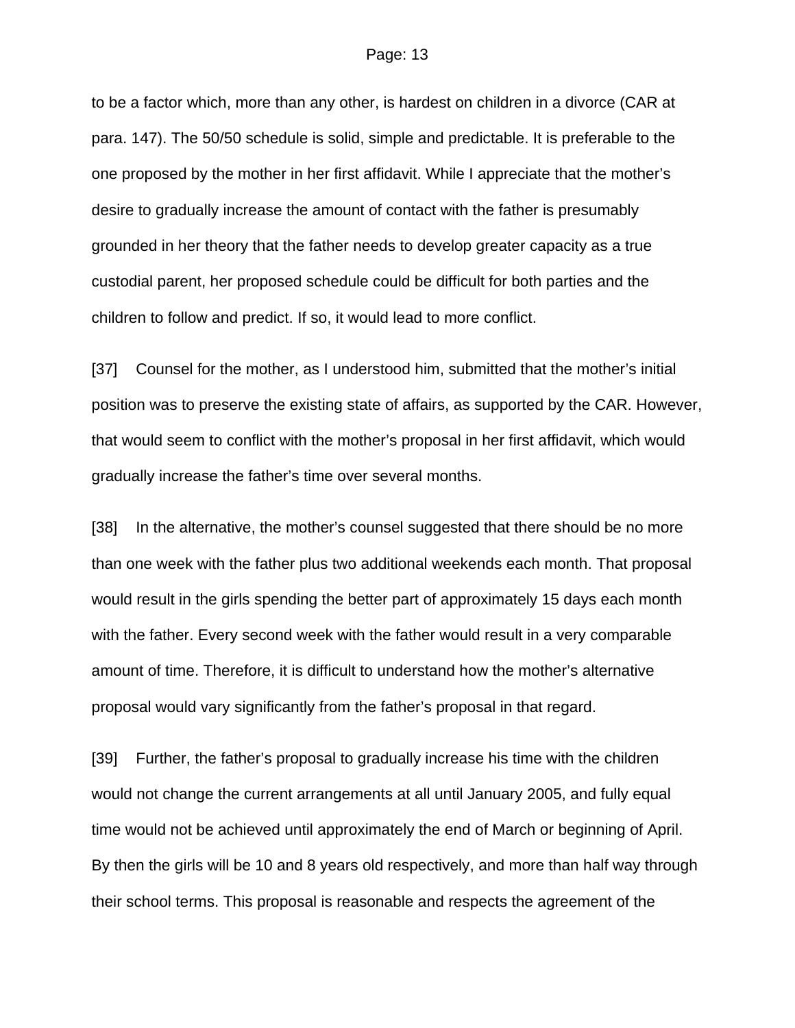to be a factor which, more than any other, is hardest on children in a divorce (CAR at para. 147). The 50/50 schedule is solid, simple and predictable. It is preferable to the one proposed by the mother in her first affidavit. While I appreciate that the mother's desire to gradually increase the amount of contact with the father is presumably grounded in her theory that the father needs to develop greater capacity as a true custodial parent, her proposed schedule could be difficult for both parties and the children to follow and predict. If so, it would lead to more conflict.

[37] Counsel for the mother, as I understood him, submitted that the mother's initial position was to preserve the existing state of affairs, as supported by the CAR. However, that would seem to conflict with the mother's proposal in her first affidavit, which would gradually increase the father's time over several months.

[38] In the alternative, the mother's counsel suggested that there should be no more than one week with the father plus two additional weekends each month. That proposal would result in the girls spending the better part of approximately 15 days each month with the father. Every second week with the father would result in a very comparable amount of time. Therefore, it is difficult to understand how the mother's alternative proposal would vary significantly from the father's proposal in that regard.

[39] Further, the father's proposal to gradually increase his time with the children would not change the current arrangements at all until January 2005, and fully equal time would not be achieved until approximately the end of March or beginning of April. By then the girls will be 10 and 8 years old respectively, and more than half way through their school terms. This proposal is reasonable and respects the agreement of the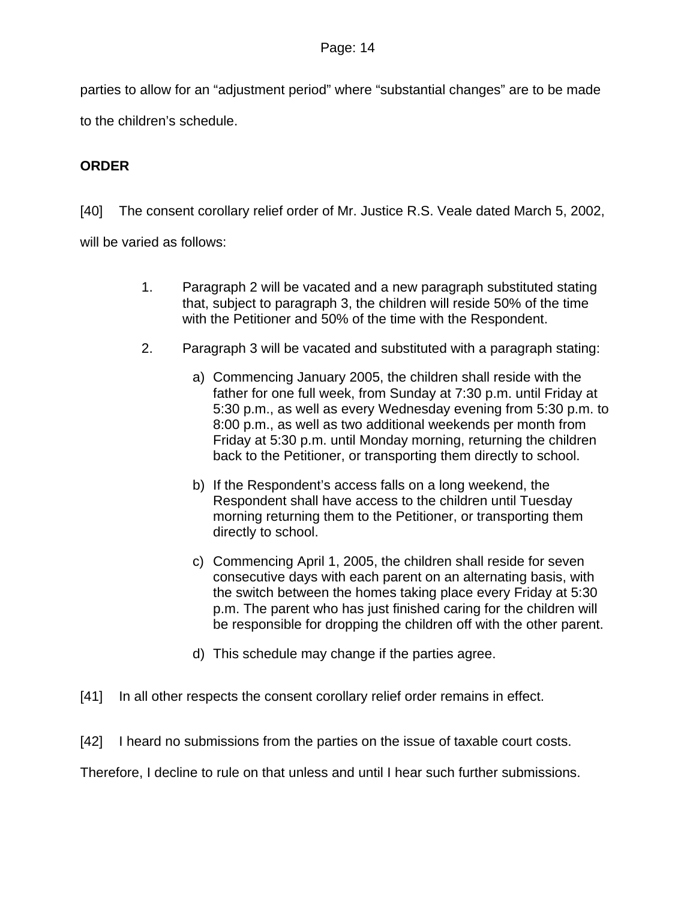parties to allow for an "adjustment period" where "substantial changes" are to be made to the children's schedule.

## ORDER

[40] The consent corollary relief order of Mr. Justice R.S. Veale dated March 5, 2002, will be varied as follows:

1. Paragraph 2 will be vacated and a new paragraph substituted stating that, subject to paragraph 3, the children will reside 50% of the time with the Petitioner and 50% of the time with the Respondent.

2. Paragraph 3 will be vacated and substituted with a paragraph stating:

   a) Commencing January 2005, the children shall reside with the father for one full week, from Sunday at 7:30 p.m. until Friday at 5:30 p.m., as well as every Wednesday evening from 5:30 p.m. to 8:00 p.m., as well as two additional weekends per month from Friday at 5:30 p.m. until Monday morning, returning the children back to the Petitioner, or transporting them directly to school.

   b) If the Respondent's access falls on a long weekend, the Respondent shall have access to the children until Tuesday morning returning them to the Petitioner, or transporting them directly to school.

   c) Commencing April 1, 2005, the children shall reside for seven consecutive days with each parent on an alternating basis, with the switch between the homes taking place every Friday at 5:30 p.m. The parent who has just finished caring for the children will be responsible for dropping the children off with the other parent.

   d) This schedule may change if the parties agree.

[41] In all other respects the consent corollary relief order remains in effect.

[42] I heard no submissions from the parties on the issue of taxable court costs. Therefore, I decline to rule on that unless and until I hear such further submissions.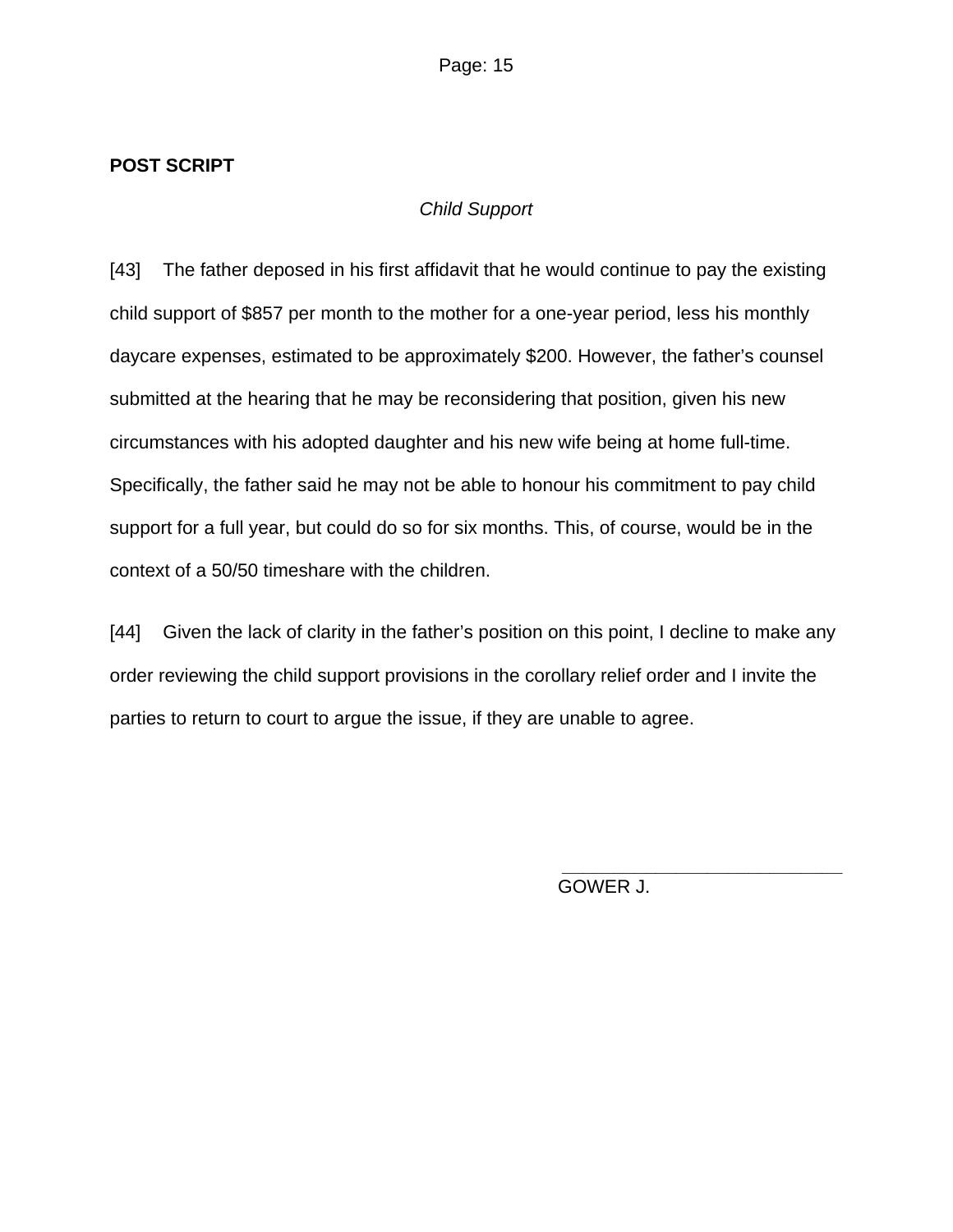**POST SCRIPT**

*Child Support*

[43] The father deposed in his first affidavit that he would continue to pay the existing child support of $857 per month to the mother for a one-year period, less his monthly daycare expenses, estimated to be approximately $200. However, the father's counsel submitted at the hearing that he may be reconsidering that position, given his new circumstances with his adopted daughter and his new wife being at home full-time. Specifically, the father said he may not be able to honour his commitment to pay child support for a full year, but could do so for six months. This, of course, would be in the context of a 50/50 timeshare with the children.

[44] Given the lack of clarity in the father's position on this point, I decline to make any order reviewing the child support provisions in the corollary relief order and I invite the parties to return to court to argue the issue, if they are unable to agree.

\_\_\_\_\_\_\_\_\_\_\_\_\_\_\_\_\_\_\_\_\_\_\_\_\_\_\_\_\_\_

GOWER J.